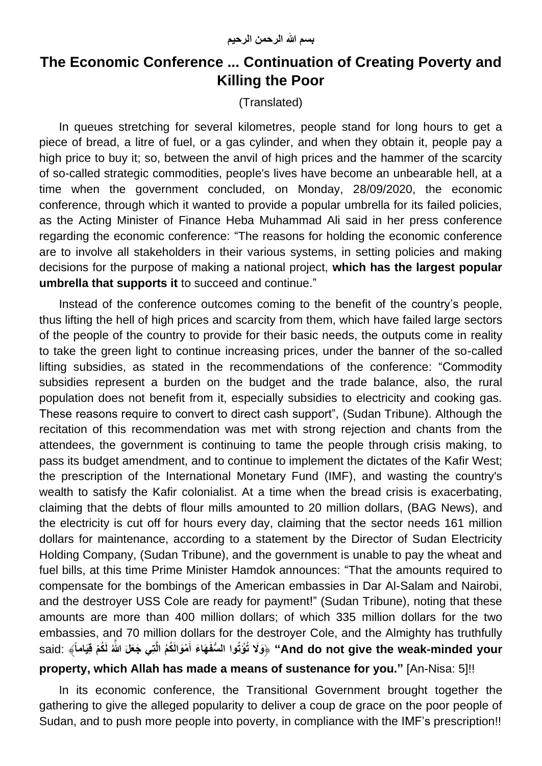بسم الله الرحمن الرحيم

# The Economic Conference ... Continuation of Creating Poverty and Killing the Poor

(Translated)

In queues stretching for several kilometres, people stand for long hours to get a piece of bread, a litre of fuel, or a gas cylinder, and when they obtain it, people pay a high price to buy it; so, between the anvil of high prices and the hammer of the scarcity of so-called strategic commodities, people's lives have become an unbearable hell, at a time when the government concluded, on Monday, 28/09/2020, the economic conference, through which it wanted to provide a popular umbrella for its failed policies, as the Acting Minister of Finance Heba Muhammad Ali said in her press conference regarding the economic conference: "The reasons for holding the economic conference are to involve all stakeholders in their various systems, in setting policies and making decisions for the purpose of making a national project, **which has the largest popular umbrella that supports it** to succeed and continue."

Instead of the conference outcomes coming to the benefit of the country's people, thus lifting the hell of high prices and scarcity from them, which have failed large sectors of the people of the country to provide for their basic needs, the outputs come in reality to take the green light to continue increasing prices, under the banner of the so-called lifting subsidies, as stated in the recommendations of the conference: "Commodity subsidies represent a burden on the budget and the trade balance, also, the rural population does not benefit from it, especially subsidies to electricity and cooking gas. These reasons require to convert to direct cash support", (Sudan Tribune). Although the recitation of this recommendation was met with strong rejection and chants from the attendees, the government is continuing to tame the people through crisis making, to pass its budget amendment, and to continue to implement the dictates of the Kafir West; the prescription of the International Monetary Fund (IMF), and wasting the country's wealth to satisfy the Kafir colonialist. At a time when the bread crisis is exacerbating, claiming that the debts of flour mills amounted to 20 million dollars, (BAG News), and the electricity is cut off for hours every day, claiming that the sector needs 161 million dollars for maintenance, according to a statement by the Director of Sudan Electricity Holding Company, (Sudan Tribune), and the government is unable to pay the wheat and fuel bills, at this time Prime Minister Hamdok announces: "That the amounts required to compensate for the bombings of the American embassies in Dar Al-Salam and Nairobi, and the destroyer USS Cole are ready for payment!" (Sudan Tribune), noting that these amounts are more than 400 million dollars; of which 335 million dollars for the two embassies, and 70 million dollars for the destroyer Cole, and the Almighty has truthfully said: ﴿وَلَا تُؤْتُوا السُّفَهَاءَ أَمْوَالَكُمُ الَّتِي جَعَلَ اللَّهُ لَكُمْ قِيَاماً﴾ **"And do not give the weak-minded your property, which Allah has made a means of sustenance for you."** [An-Nisa: 5]!!

In its economic conference, the Transitional Government brought together the gathering to give the alleged popularity to deliver a coup de grace on the poor people of Sudan, and to push more people into poverty, in compliance with the IMF's prescription!!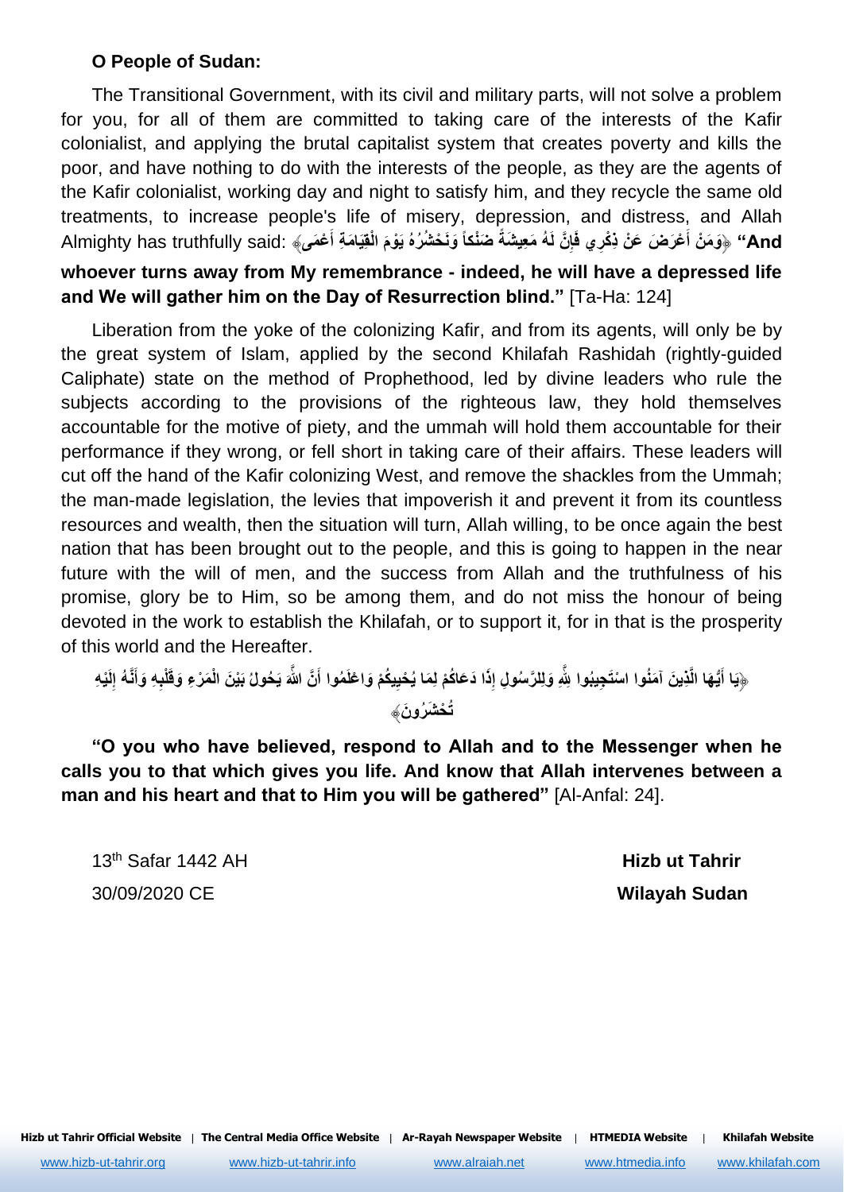**O People of Sudan:**

The Transitional Government, with its civil and military parts, will not solve a problem for you, for all of them are committed to taking care of the interests of the Kafir colonialist, and applying the brutal capitalist system that creates poverty and kills the poor, and have nothing to do with the interests of the people, as they are the agents of the Kafir colonialist, working day and night to satisfy him, and they recycle the same old treatments, to increase people's life of misery, depression, and distress, and Allah Almighty has truthfully said: ﴿وَمَنْ أَعْرَضَ عَنْ ذِكْرِي فَإِنَّ لَهُ مَعِيشَةً ضَنْكاً وَنَحْشُرُهُ يَوْمَ الْقِيَامَةِ أَعْمَى﴾ **"And whoever turns away from My remembrance - indeed, he will have a depressed life and We will gather him on the Day of Resurrection blind."** [Ta-Ha: 124]

Liberation from the yoke of the colonizing Kafir, and from its agents, will only be by the great system of Islam, applied by the second Khilafah Rashidah (rightly-guided Caliphate) state on the method of Prophethood, led by divine leaders who rule the subjects according to the provisions of the righteous law, they hold themselves accountable for the motive of piety, and the ummah will hold them accountable for their performance if they wrong, or fell short in taking care of their affairs. These leaders will cut off the hand of the Kafir colonizing West, and remove the shackles from the Ummah; the man-made legislation, the levies that impoverish it and prevent it from its countless resources and wealth, then the situation will turn, Allah willing, to be once again the best nation that has been brought out to the people, and this is going to happen in the near future with the will of men, and the success from Allah and the truthfulness of his promise, glory be to Him, so be among them, and do not miss the honour of being devoted in the work to establish the Khilafah, or to support it, for in that is the prosperity of this world and the Hereafter.

﴿يَا أَيُّهَا الَّذِينَ آمَنُوا اسْتَجِيبُوا لِلَّهِ وَلِلرَّسُولِ إِذَا دَعَاكُمْ لِمَا يُحْيِيكُمْ وَاعْلَمُوا أَنَّ اللَّهَ يَحُولُ بَيْنَ الْمَرْءِ وَقَلْبِهِ وَأَنَّهُ إِلَيْهِ تُحْشَرُونَ﴾

**"O you who have believed, respond to Allah and to the Messenger when he calls you to that which gives you life. And know that Allah intervenes between a man and his heart and that to Him you will be gathered"** [Al-Anfal: 24].

13th Safar 1442 AH
30/09/2020 CE

**Hizb ut Tahrir**
**Wilayah Sudan**

**Hizb ut Tahrir Official Website** | **The Central Media Office Website** | **Ar-Rayah Newspaper Website** | **HTMEDIA Website** | **Khilafah Website**

www.hizb-ut-tahrir.org | www.hizb-ut-tahrir.info | www.alraiah.net | www.htmedia.info | www.khilafah.com